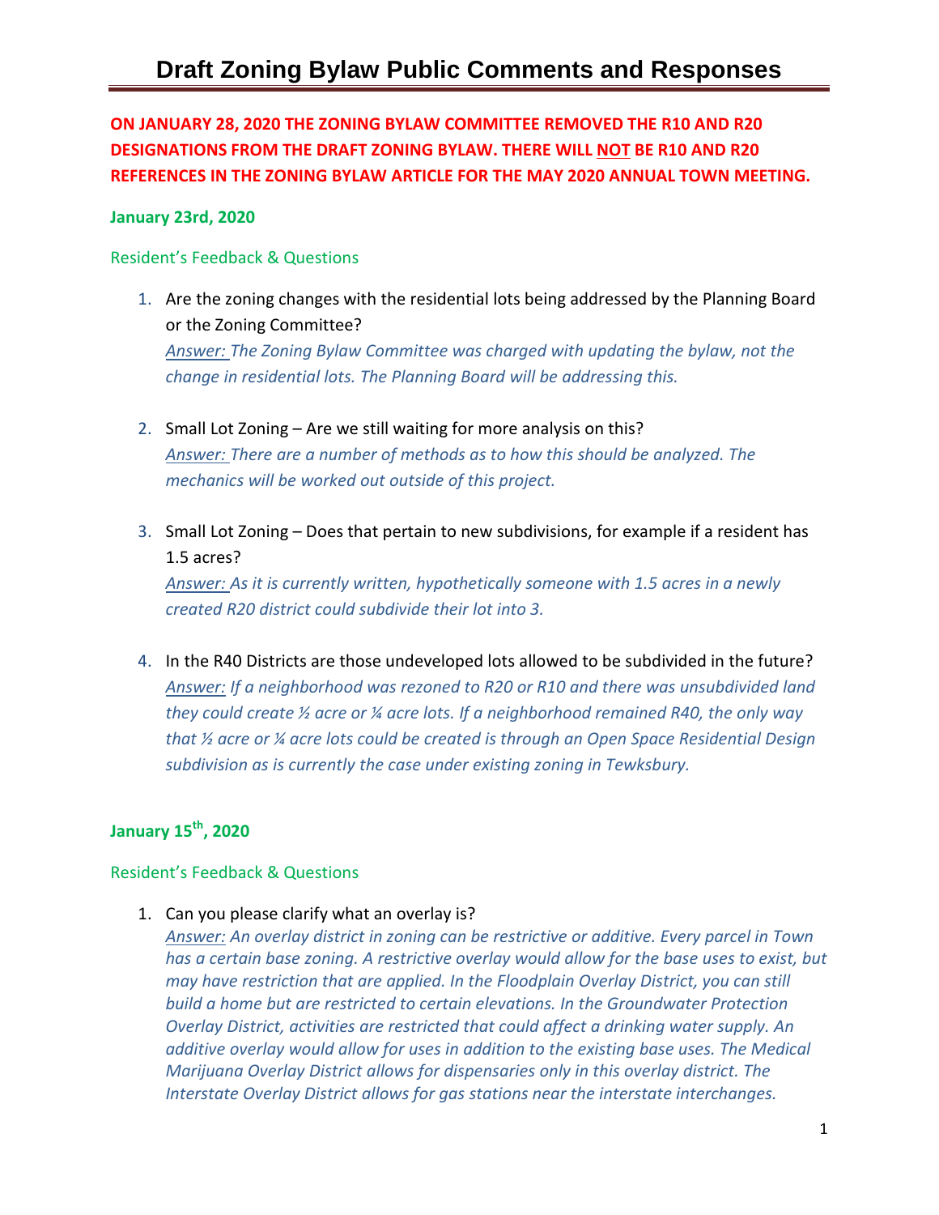# Draft Zoning Bylaw Public Comments and Responses

**ON JANUARY 28, 2020 THE ZONING BYLAW COMMITTEE REMOVED THE R10 AND R20 DESIGNATIONS FROM THE DRAFT ZONING BYLAW. THERE WILL <u>NOT</u> BE R10 AND R20 REFERENCES IN THE ZONING BYLAW ARTICLE FOR THE MAY 2020 ANNUAL TOWN MEETING.**

**January 23rd, 2020**

Resident's Feedback & Questions

1. Are the zoning changes with the residential lots being addressed by the Planning Board or the Zoning Committee?
   *<u>Answer:</u> The Zoning Bylaw Committee was charged with updating the bylaw, not the change in residential lots. The Planning Board will be addressing this.*

2. Small Lot Zoning – Are we still waiting for more analysis on this?
   *<u>Answer:</u> There are a number of methods as to how this should be analyzed. The mechanics will be worked out outside of this project.*

3. Small Lot Zoning – Does that pertain to new subdivisions, for example if a resident has 1.5 acres?
   *<u>Answer:</u> As it is currently written, hypothetically someone with 1.5 acres in a newly created R20 district could subdivide their lot into 3.*

4. In the R40 Districts are those undeveloped lots allowed to be subdivided in the future?
   *<u>Answer:</u> If a neighborhood was rezoned to R20 or R10 and there was unsubdivided land they could create ½ acre or ¼ acre lots. If a neighborhood remained R40, the only way that ½ acre or ¼ acre lots could be created is through an Open Space Residential Design subdivision as is currently the case under existing zoning in Tewksbury.*

**January 15th, 2020**

Resident's Feedback & Questions

1. Can you please clarify what an overlay is?
   *<u>Answer:</u> An overlay district in zoning can be restrictive or additive. Every parcel in Town has a certain base zoning. A restrictive overlay would allow for the base uses to exist, but may have restriction that are applied. In the Floodplain Overlay District, you can still build a home but are restricted to certain elevations. In the Groundwater Protection Overlay District, activities are restricted that could affect a drinking water supply. An additive overlay would allow for uses in addition to the existing base uses. The Medical Marijuana Overlay District allows for dispensaries only in this overlay district. The Interstate Overlay District allows for gas stations near the interstate interchanges.*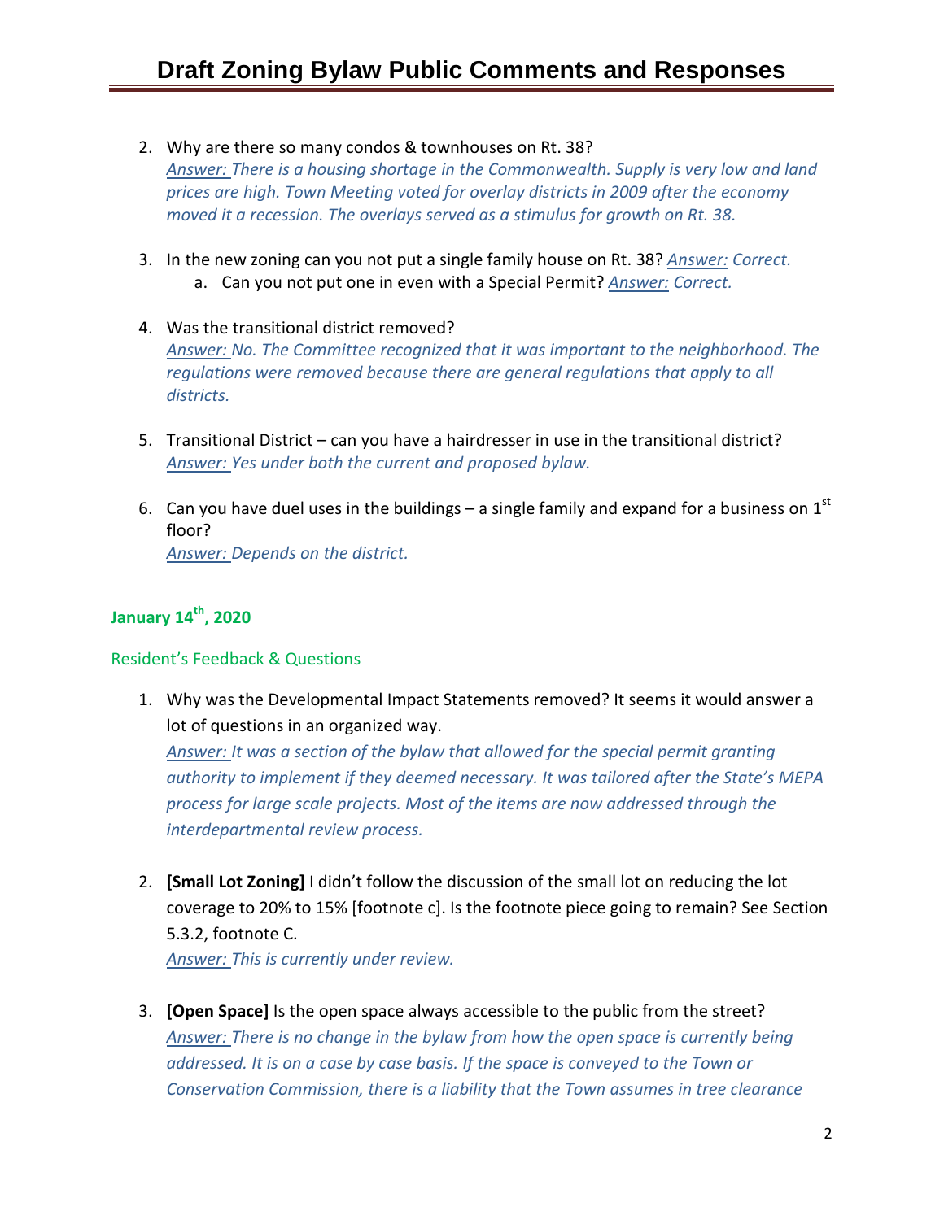2. Why are there so many condos & townhouses on Rt. 38?
   *Answer: There is a housing shortage in the Commonwealth. Supply is very low and land prices are high. Town Meeting voted for overlay districts in 2009 after the economy moved it a recession. The overlays served as a stimulus for growth on Rt. 38.*

3. In the new zoning can you not put a single family house on Rt. 38? *Answer: Correct.*
   a. Can you not put one in even with a Special Permit? *Answer: Correct.*

4. Was the transitional district removed?
   *Answer: No. The Committee recognized that it was important to the neighborhood. The regulations were removed because there are general regulations that apply to all districts.*

5. Transitional District – can you have a hairdresser in use in the transitional district?
   *Answer: Yes under both the current and proposed bylaw.*

6. Can you have duel uses in the buildings – a single family and expand for a business on 1st floor?
   *Answer: Depends on the district.*

## January 14th, 2020

### Resident's Feedback & Questions

1. Why was the Developmental Impact Statements removed? It seems it would answer a lot of questions in an organized way.
   *Answer: It was a section of the bylaw that allowed for the special permit granting authority to implement if they deemed necessary. It was tailored after the State's MEPA process for large scale projects. Most of the items are now addressed through the interdepartmental review process.*

2. **[Small Lot Zoning]** I didn't follow the discussion of the small lot on reducing the lot coverage to 20% to 15% [footnote c]. Is the footnote piece going to remain? See Section 5.3.2, footnote C.
   *Answer: This is currently under review.*

3. **[Open Space]** Is the open space always accessible to the public from the street?
   *Answer: There is no change in the bylaw from how the open space is currently being addressed. It is on a case by case basis. If the space is conveyed to the Town or Conservation Commission, there is a liability that the Town assumes in tree clearance*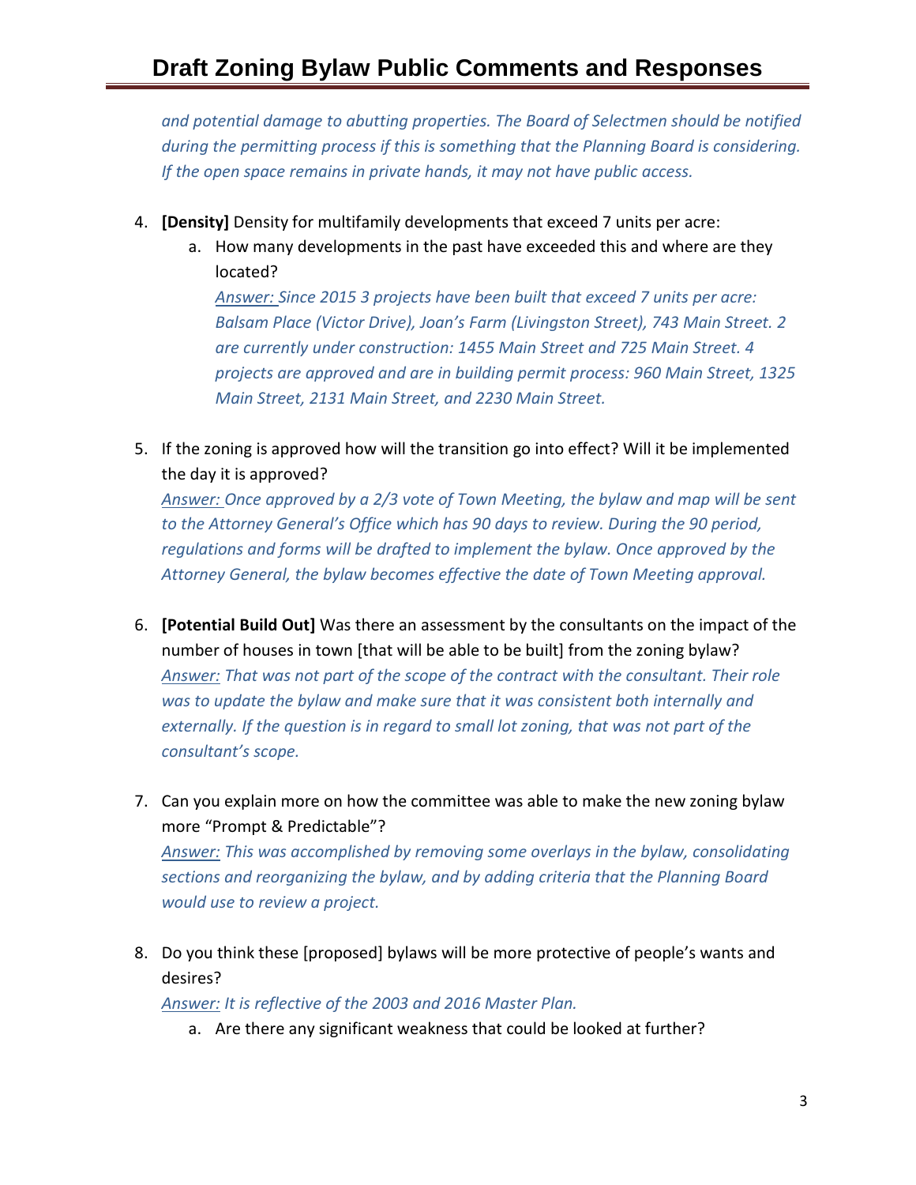*and potential damage to abutting properties. The Board of Selectmen should be notified during the permitting process if this is something that the Planning Board is considering. If the open space remains in private hands, it may not have public access.*

4. **[Density]** Density for multifamily developments that exceed 7 units per acre:
   a. How many developments in the past have exceeded this and where are they located?
      *Answer: Since 2015 3 projects have been built that exceed 7 units per acre: Balsam Place (Victor Drive), Joan's Farm (Livingston Street), 743 Main Street. 2 are currently under construction: 1455 Main Street and 725 Main Street. 4 projects are approved and are in building permit process: 960 Main Street, 1325 Main Street, 2131 Main Street, and 2230 Main Street.*

5. If the zoning is approved how will the transition go into effect? Will it be implemented the day it is approved?
   *Answer: Once approved by a 2/3 vote of Town Meeting, the bylaw and map will be sent to the Attorney General's Office which has 90 days to review. During the 90 period, regulations and forms will be drafted to implement the bylaw. Once approved by the Attorney General, the bylaw becomes effective the date of Town Meeting approval.*

6. **[Potential Build Out]** Was there an assessment by the consultants on the impact of the number of houses in town [that will be able to be built] from the zoning bylaw?
   *Answer: That was not part of the scope of the contract with the consultant. Their role was to update the bylaw and make sure that it was consistent both internally and externally. If the question is in regard to small lot zoning, that was not part of the consultant's scope.*

7. Can you explain more on how the committee was able to make the new zoning bylaw more "Prompt & Predictable"?
   *Answer: This was accomplished by removing some overlays in the bylaw, consolidating sections and reorganizing the bylaw, and by adding criteria that the Planning Board would use to review a project.*

8. Do you think these [proposed] bylaws will be more protective of people's wants and desires?
   *Answer: It is reflective of the 2003 and 2016 Master Plan.*
   a. Are there any significant weakness that could be looked at further?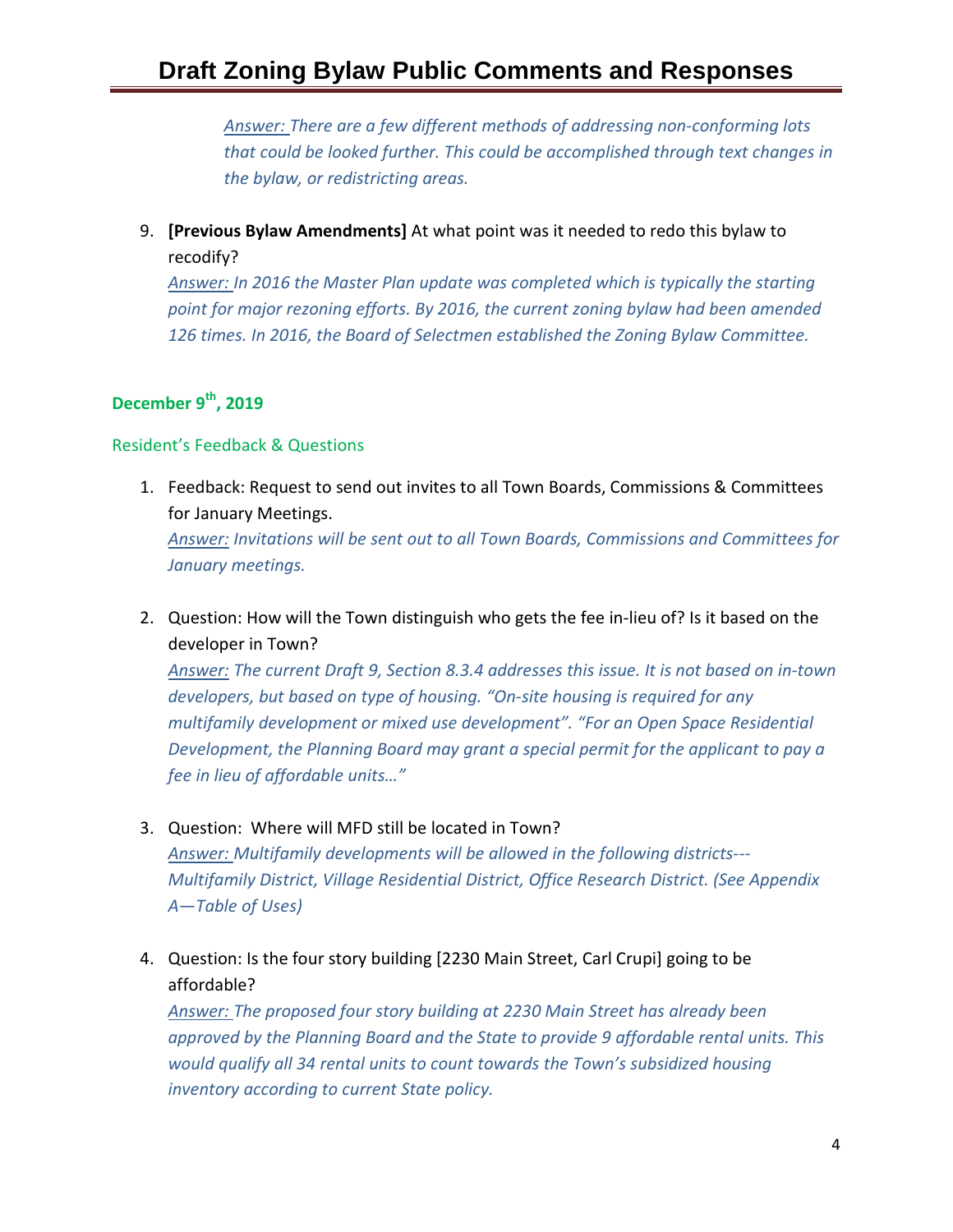*Answer: There are a few different methods of addressing non-conforming lots that could be looked further. This could be accomplished through text changes in the bylaw, or redistricting areas.*

9. **[Previous Bylaw Amendments]** At what point was it needed to redo this bylaw to recodify?
   *Answer: In 2016 the Master Plan update was completed which is typically the starting point for major rezoning efforts. By 2016, the current zoning bylaw had been amended 126 times. In 2016, the Board of Selectmen established the Zoning Bylaw Committee.*

### December 9th, 2019

#### Resident's Feedback & Questions

1. Feedback: Request to send out invites to all Town Boards, Commissions & Committees for January Meetings.
   *Answer: Invitations will be sent out to all Town Boards, Commissions and Committees for January meetings.*

2. Question: How will the Town distinguish who gets the fee in-lieu of? Is it based on the developer in Town?
   *Answer: The current Draft 9, Section 8.3.4 addresses this issue. It is not based on in-town developers, but based on type of housing. "On-site housing is required for any multifamily development or mixed use development". "For an Open Space Residential Development, the Planning Board may grant a special permit for the applicant to pay a fee in lieu of affordable units…"*

3. Question: Where will MFD still be located in Town?
   *Answer: Multifamily developments will be allowed in the following districts--- Multifamily District, Village Residential District, Office Research District. (See Appendix A—Table of Uses)*

4. Question: Is the four story building [2230 Main Street, Carl Crupi] going to be affordable?
   *Answer: The proposed four story building at 2230 Main Street has already been approved by the Planning Board and the State to provide 9 affordable rental units. This would qualify all 34 rental units to count towards the Town's subsidized housing inventory according to current State policy.*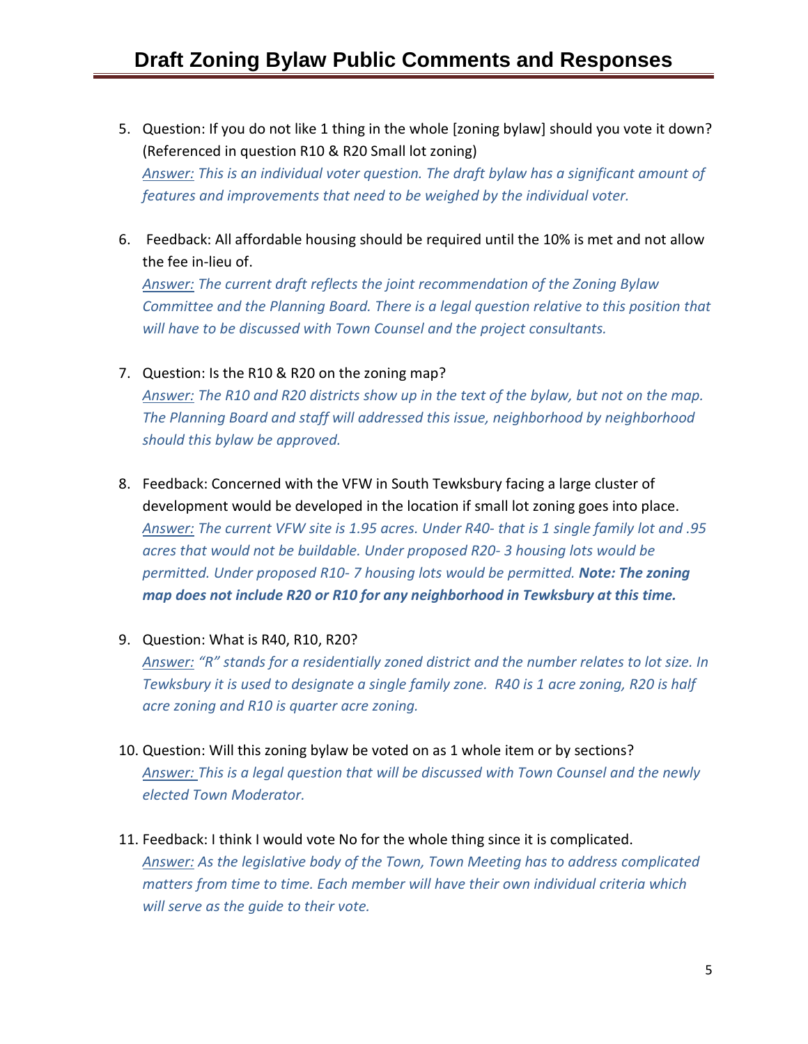# Draft Zoning Bylaw Public Comments and Responses

5. Question: If you do not like 1 thing in the whole [zoning bylaw] should you vote it down? (Referenced in question R10 & R20 Small lot zoning)
   *Answer: This is an individual voter question. The draft bylaw has a significant amount of features and improvements that need to be weighed by the individual voter.*

6. Feedback: All affordable housing should be required until the 10% is met and not allow the fee in-lieu of.
   *Answer: The current draft reflects the joint recommendation of the Zoning Bylaw Committee and the Planning Board. There is a legal question relative to this position that will have to be discussed with Town Counsel and the project consultants.*

7. Question: Is the R10 & R20 on the zoning map?
   *Answer: The R10 and R20 districts show up in the text of the bylaw, but not on the map. The Planning Board and staff will addressed this issue, neighborhood by neighborhood should this bylaw be approved.*

8. Feedback: Concerned with the VFW in South Tewksbury facing a large cluster of development would be developed in the location if small lot zoning goes into place.
   *Answer: The current VFW site is 1.95 acres. Under R40- that is 1 single family lot and .95 acres that would not be buildable. Under proposed R20- 3 housing lots would be permitted. Under proposed R10- 7 housing lots would be permitted.* ***Note: The zoning map does not include R20 or R10 for any neighborhood in Tewksbury at this time.***

9. Question: What is R40, R10, R20?
   *Answer: "R" stands for a residentially zoned district and the number relates to lot size. In Tewksbury it is used to designate a single family zone. R40 is 1 acre zoning, R20 is half acre zoning and R10 is quarter acre zoning.*

10. Question: Will this zoning bylaw be voted on as 1 whole item or by sections?
    *Answer: This is a legal question that will be discussed with Town Counsel and the newly elected Town Moderator.*

11. Feedback: I think I would vote No for the whole thing since it is complicated.
    *Answer: As the legislative body of the Town, Town Meeting has to address complicated matters from time to time. Each member will have their own individual criteria which will serve as the guide to their vote.*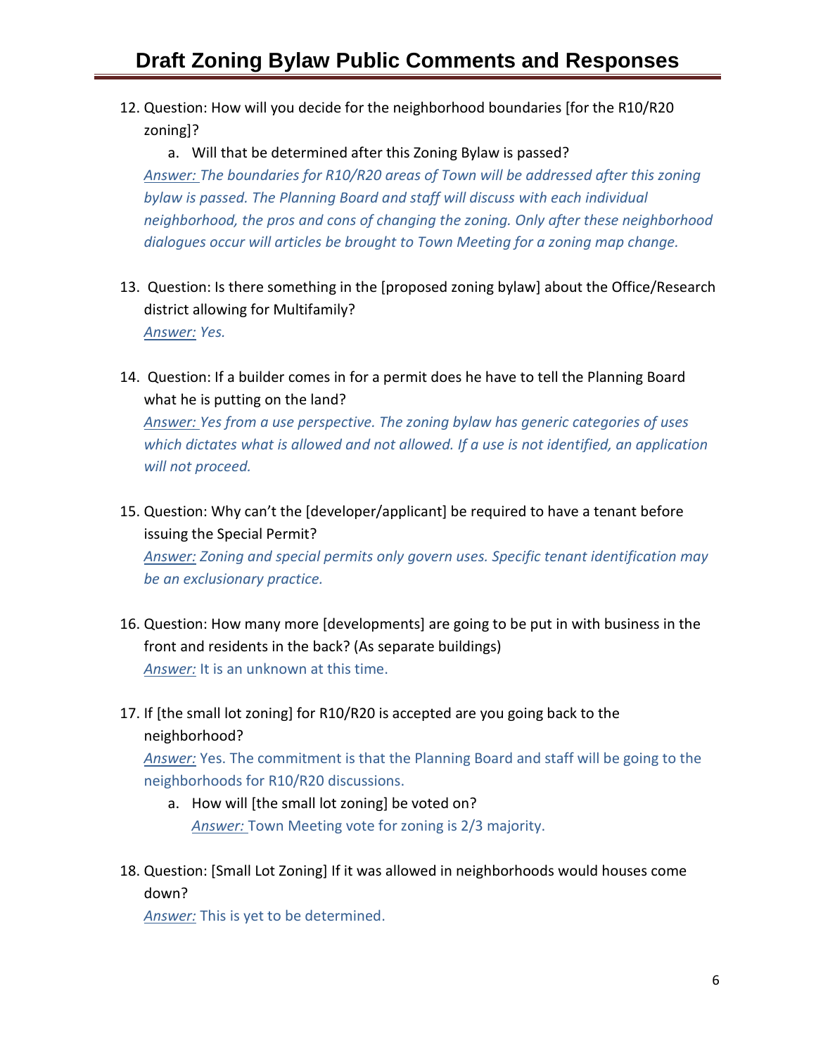# Draft Zoning Bylaw Public Comments and Responses

12. Question: How will you decide for the neighborhood boundaries [for the R10/R20 zoning]?

    a. Will that be determined after this Zoning Bylaw is passed?

    *Answer: The boundaries for R10/R20 areas of Town will be addressed after this zoning bylaw is passed. The Planning Board and staff will discuss with each individual neighborhood, the pros and cons of changing the zoning. Only after these neighborhood dialogues occur will articles be brought to Town Meeting for a zoning map change.*

13. Question: Is there something in the [proposed zoning bylaw] about the Office/Research district allowing for Multifamily?

    *Answer: Yes.*

14. Question: If a builder comes in for a permit does he have to tell the Planning Board what he is putting on the land?

    *Answer: Yes from a use perspective. The zoning bylaw has generic categories of uses which dictates what is allowed and not allowed. If a use is not identified, an application will not proceed.*

15. Question: Why can't the [developer/applicant] be required to have a tenant before issuing the Special Permit?

    *Answer: Zoning and special permits only govern uses. Specific tenant identification may be an exclusionary practice.*

16. Question: How many more [developments] are going to be put in with business in the front and residents in the back? (As separate buildings)

    *Answer:* It is an unknown at this time.

17. If [the small lot zoning] for R10/R20 is accepted are you going back to the neighborhood?

    *Answer:* Yes. The commitment is that the Planning Board and staff will be going to the neighborhoods for R10/R20 discussions.

    a. How will [the small lot zoning] be voted on?

       *Answer:* Town Meeting vote for zoning is 2/3 majority.

18. Question: [Small Lot Zoning] If it was allowed in neighborhoods would houses come down?

    *Answer:* This is yet to be determined.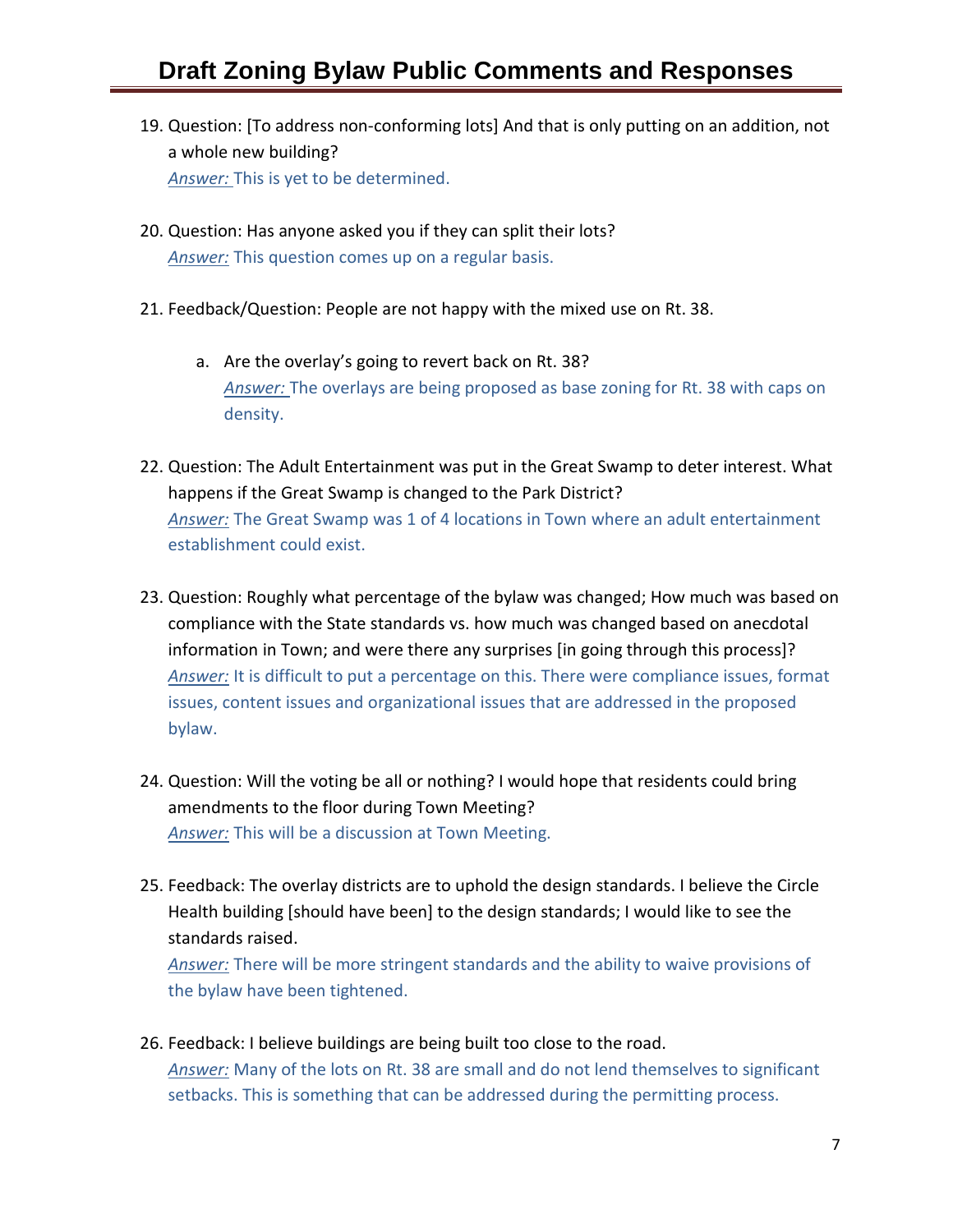# Draft Zoning Bylaw Public Comments and Responses

19. Question: [To address non-conforming lots] And that is only putting on an addition, not a whole new building?
    *Answer:* This is yet to be determined.

20. Question: Has anyone asked you if they can split their lots?
    *Answer:* This question comes up on a regular basis.

21. Feedback/Question: People are not happy with the mixed use on Rt. 38.

    a. Are the overlay's going to revert back on Rt. 38?
       *Answer:* The overlays are being proposed as base zoning for Rt. 38 with caps on density.

22. Question: The Adult Entertainment was put in the Great Swamp to deter interest. What happens if the Great Swamp is changed to the Park District?
    *Answer:* The Great Swamp was 1 of 4 locations in Town where an adult entertainment establishment could exist.

23. Question: Roughly what percentage of the bylaw was changed; How much was based on compliance with the State standards vs. how much was changed based on anecdotal information in Town; and were there any surprises [in going through this process]?
    *Answer:* It is difficult to put a percentage on this. There were compliance issues, format issues, content issues and organizational issues that are addressed in the proposed bylaw.

24. Question: Will the voting be all or nothing? I would hope that residents could bring amendments to the floor during Town Meeting?
    *Answer:* This will be a discussion at Town Meeting.

25. Feedback: The overlay districts are to uphold the design standards. I believe the Circle Health building [should have been] to the design standards; I would like to see the standards raised.
    *Answer:* There will be more stringent standards and the ability to waive provisions of the bylaw have been tightened.

26. Feedback: I believe buildings are being built too close to the road.
    *Answer:* Many of the lots on Rt. 38 are small and do not lend themselves to significant setbacks. This is something that can be addressed during the permitting process.